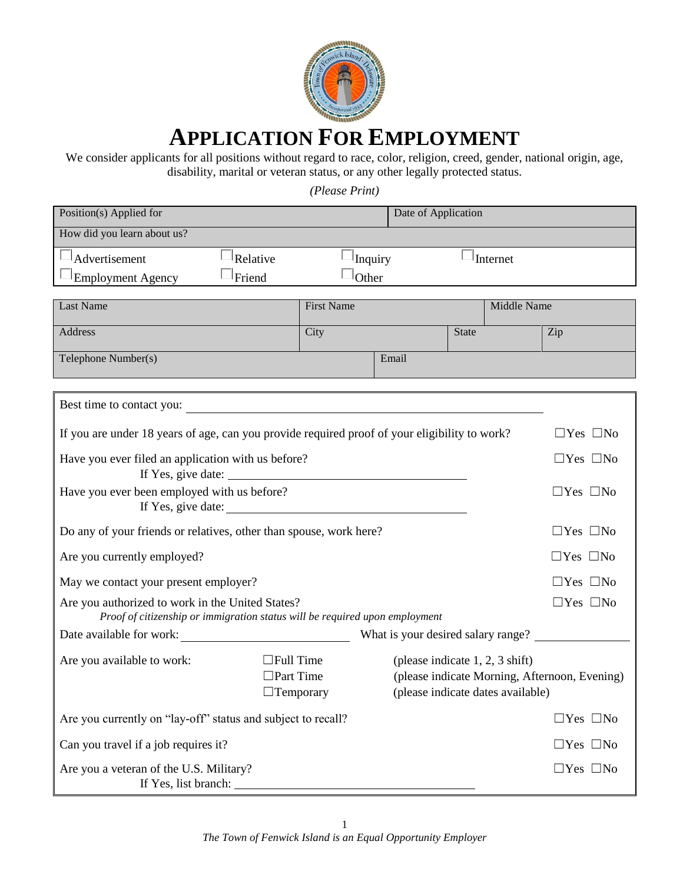# APPLICATION FOR EMPLOYMENT

We consider applicants for all positions without regard to race, color, religion, creed, gender, national origin, age, disability, marital or veteran status, or any other legally protected status.

*(Please Print)*

| Position(s) Applied for | Date of Application |
|---|---|
| How did you learn about us? | |

☐ Advertisement ☐ Relative ☐ Inquiry ☐ Internet
☐ Employment Agency ☐ Friend ☐ Other

| Last Name | First Name | | Middle Name |
|---|---|---|---|
| Address | City | State | Zip |
| Telephone Number(s) | Email | | |

Best time to contact you: ______________________________

If you are under 18 years of age, can you provide required proof of your eligibility to work? ☐Yes ☐No

Have you ever filed an application with us before? ☐Yes ☐No
If Yes, give date: ______________________________

Have you ever been employed with us before? ☐Yes ☐No
If Yes, give date: ______________________________

Do any of your friends or relatives, other than spouse, work here? ☐Yes ☐No

Are you currently employed? ☐Yes ☐No

May we contact your present employer? ☐Yes ☐No

Are you authorized to work in the United States? ☐Yes ☐No
*Proof of citizenship or immigration status will be required upon employment*

Date available for work: ____________________ What is your desired salary range? ____________

Are you available to work:
- ☐Full Time (please indicate 1, 2, 3 shift)
- ☐Part Time (please indicate Morning, Afternoon, Evening)
- ☐Temporary (please indicate dates available)

Are you currently on "lay-off" status and subject to recall? ☐Yes ☐No

Can you travel if a job requires it? ☐Yes ☐No

Are you a veteran of the U.S. Military? ☐Yes ☐No
If Yes, list branch: ______________________________

*The Town of Fenwick Island is an Equal Opportunity Employer*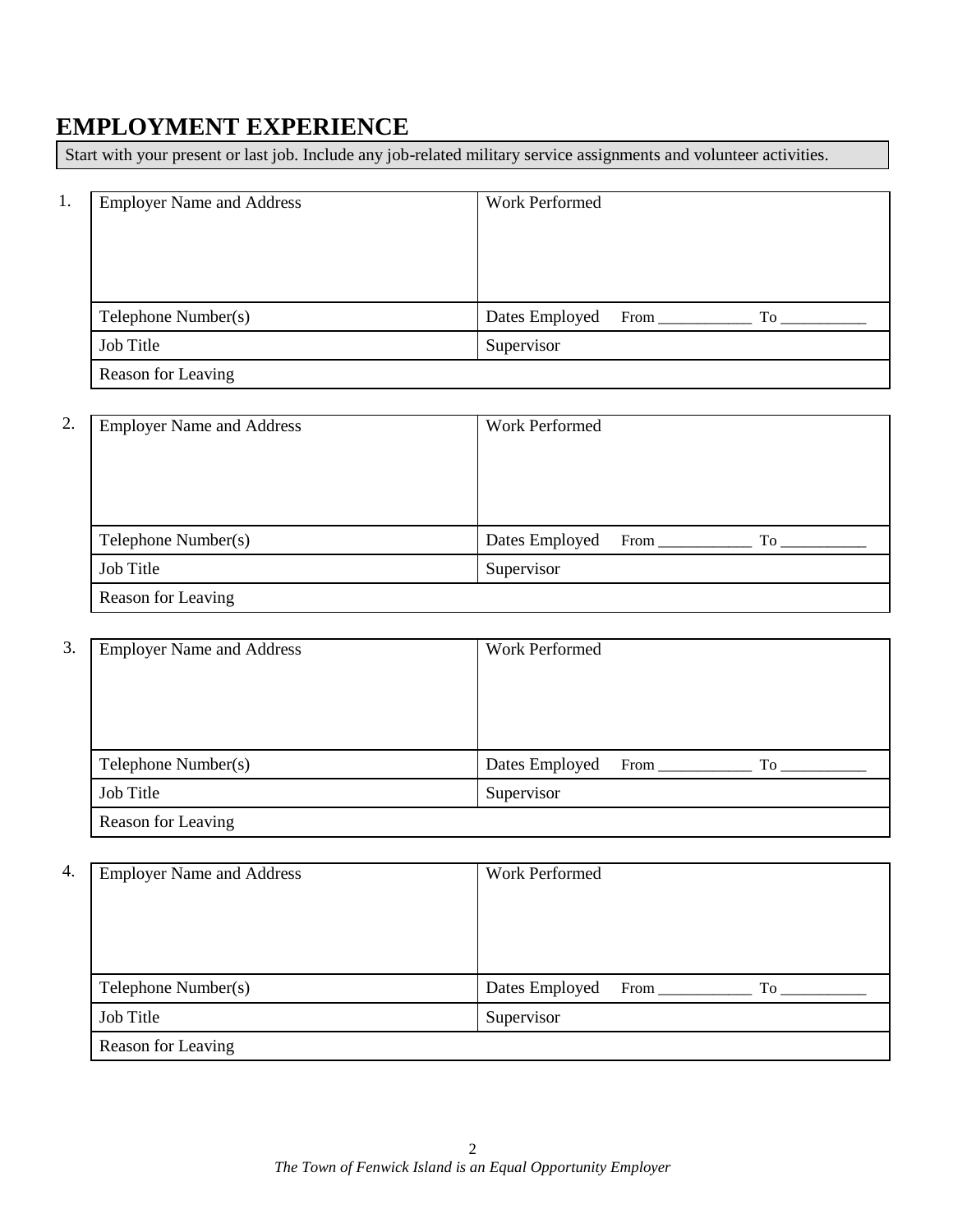# EMPLOYMENT EXPERIENCE

Start with your present or last job. Include any job-related military service assignments and volunteer activities.

1.

| Employer Name and Address | Work Performed |
|---|---|
| Telephone Number(s) | Dates Employed From ___________ To __________ |
| Job Title | Supervisor |
| Reason for Leaving | |

2.

| Employer Name and Address | Work Performed |
|---|---|
| Telephone Number(s) | Dates Employed From ___________ To __________ |
| Job Title | Supervisor |
| Reason for Leaving | |

3.

| Employer Name and Address | Work Performed |
|---|---|
| Telephone Number(s) | Dates Employed From ___________ To __________ |
| Job Title | Supervisor |
| Reason for Leaving | |

4.

| Employer Name and Address | Work Performed |
|---|---|
| Telephone Number(s) | Dates Employed From ___________ To __________ |
| Job Title | Supervisor |
| Reason for Leaving | |

*The Town of Fenwick Island is an Equal Opportunity Employer*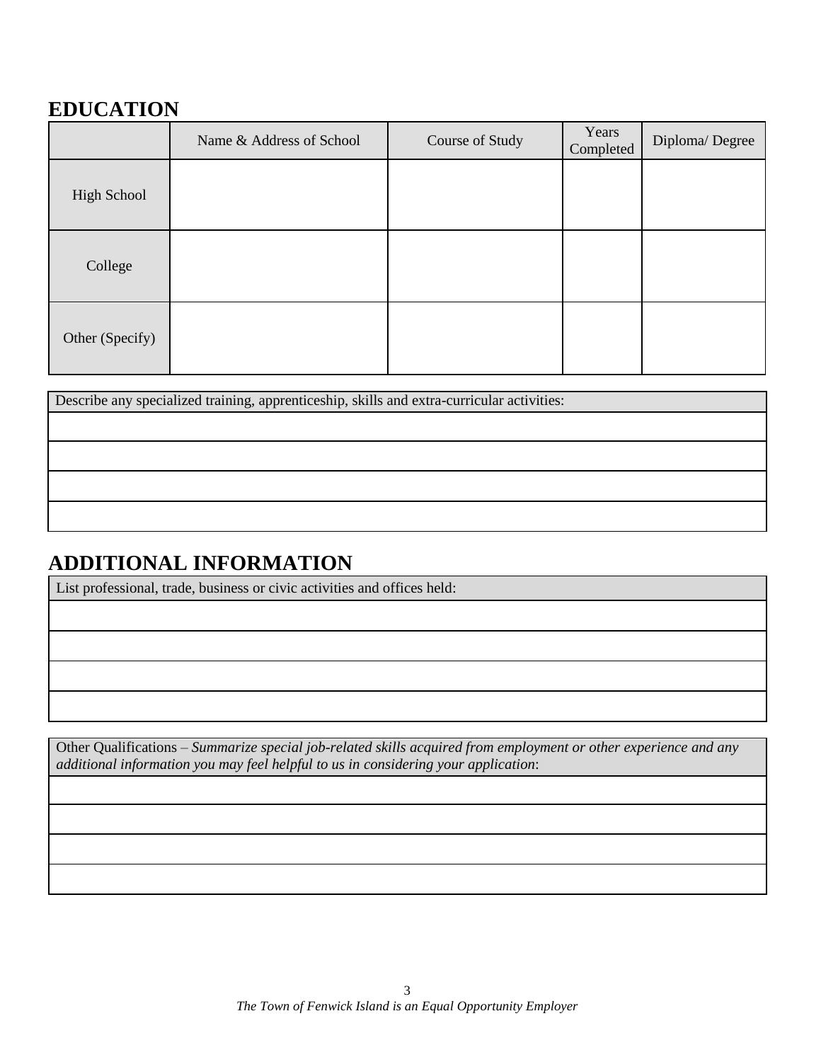## EDUCATION

| | Name & Address of School | Course of Study | Years Completed | Diploma/ Degree |
|---|---|---|---|---|
| High School | | | | |
| College | | | | |
| Other (Specify) | | | | |

| Describe any specialized training, apprenticeship, skills and extra-curricular activities: |
|---|
| |
| |
| |
| |

## ADDITIONAL INFORMATION

| List professional, trade, business or civic activities and offices held: |
|---|
| |
| |
| |
| |

| Other Qualifications – *Summarize special job-related skills acquired from employment or other experience and any additional information you may feel helpful to us in considering your application*: |
|---|
| |
| |
| |
| |

*The Town of Fenwick Island is an Equal Opportunity Employer*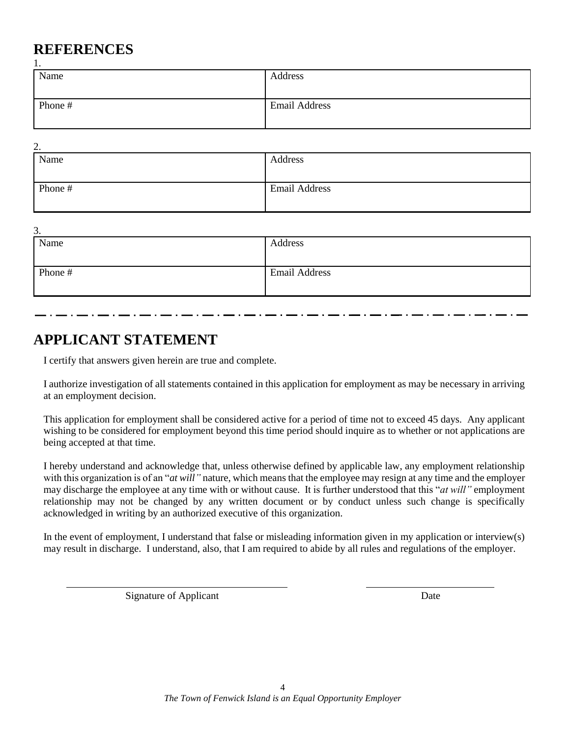## REFERENCES

1.

| | |
|---|---|
| Name | Address |
| Phone # | Email Address |

2.

| | |
|---|---|
| Name | Address |
| Phone # | Email Address |

3.

| | |
|---|---|
| Name | Address |
| Phone # | Email Address |

## APPLICANT STATEMENT

I certify that answers given herein are true and complete.

I authorize investigation of all statements contained in this application for employment as may be necessary in arriving at an employment decision.

This application for employment shall be considered active for a period of time not to exceed 45 days. Any applicant wishing to be considered for employment beyond this time period should inquire as to whether or not applications are being accepted at that time.

I hereby understand and acknowledge that, unless otherwise defined by applicable law, any employment relationship with this organization is of an "*at will"* nature, which means that the employee may resign at any time and the employer may discharge the employee at any time with or without cause. It is further understood that this "*at will"* employment relationship may not be changed by any written document or by conduct unless such change is specifically acknowledged in writing by an authorized executive of this organization.

In the event of employment, I understand that false or misleading information given in my application or interview(s) may result in discharge. I understand, also, that I am required to abide by all rules and regulations of the employer.

_______________________________ Signature of Applicant

_______________________________ Date

*The Town of Fenwick Island is an Equal Opportunity Employer*